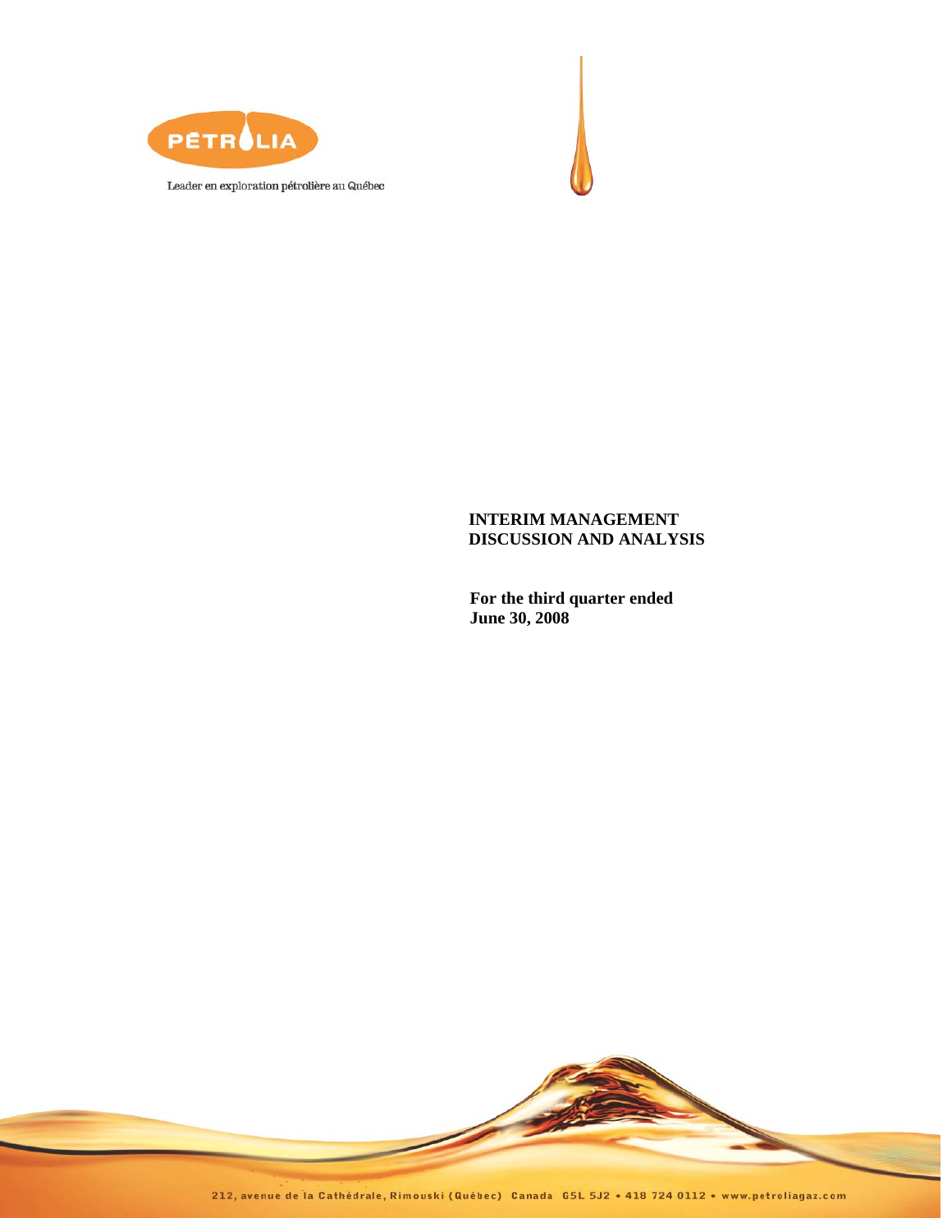PÉTROLIA

Leader en exploration pétrolière au Québec

**INTERIM MANAGEMENT DISCUSSION AND ANALYSIS**

**For the third quarter ended June 30, 2008**

212, avenue de la Cathédrale, Rimouski (Québec) Canada G5L 5J2 • 418 724 0112 • www.petroliagaz.com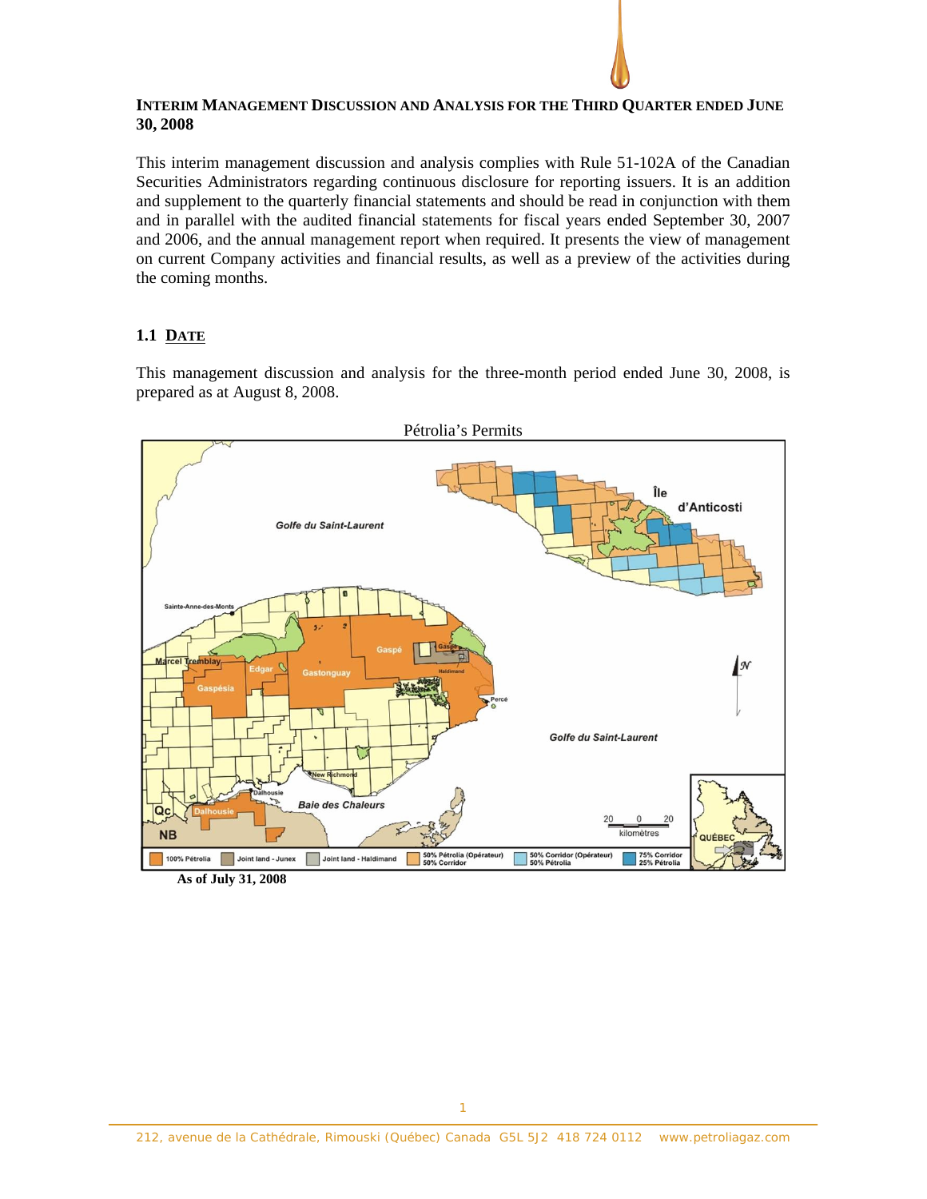**INTERIM MANAGEMENT DISCUSSION AND ANALYSIS FOR THE THIRD QUARTER ENDED JUNE 30, 2008**

This interim management discussion and analysis complies with Rule 51-102A of the Canadian Securities Administrators regarding continuous disclosure for reporting issuers. It is an addition and supplement to the quarterly financial statements and should be read in conjunction with them and in parallel with the audited financial statements for fiscal years ended September 30, 2007 and 2006, and the annual management report when required. It presents the view of management on current Company activities and financial results, as well as a preview of the activities during the coming months.

## 1.1 DATE

This management discussion and analysis for the three-month period ended June 30, 2008, is prepared as at August 8, 2008.

Pétrolia's Permits

**As of July 31, 2008**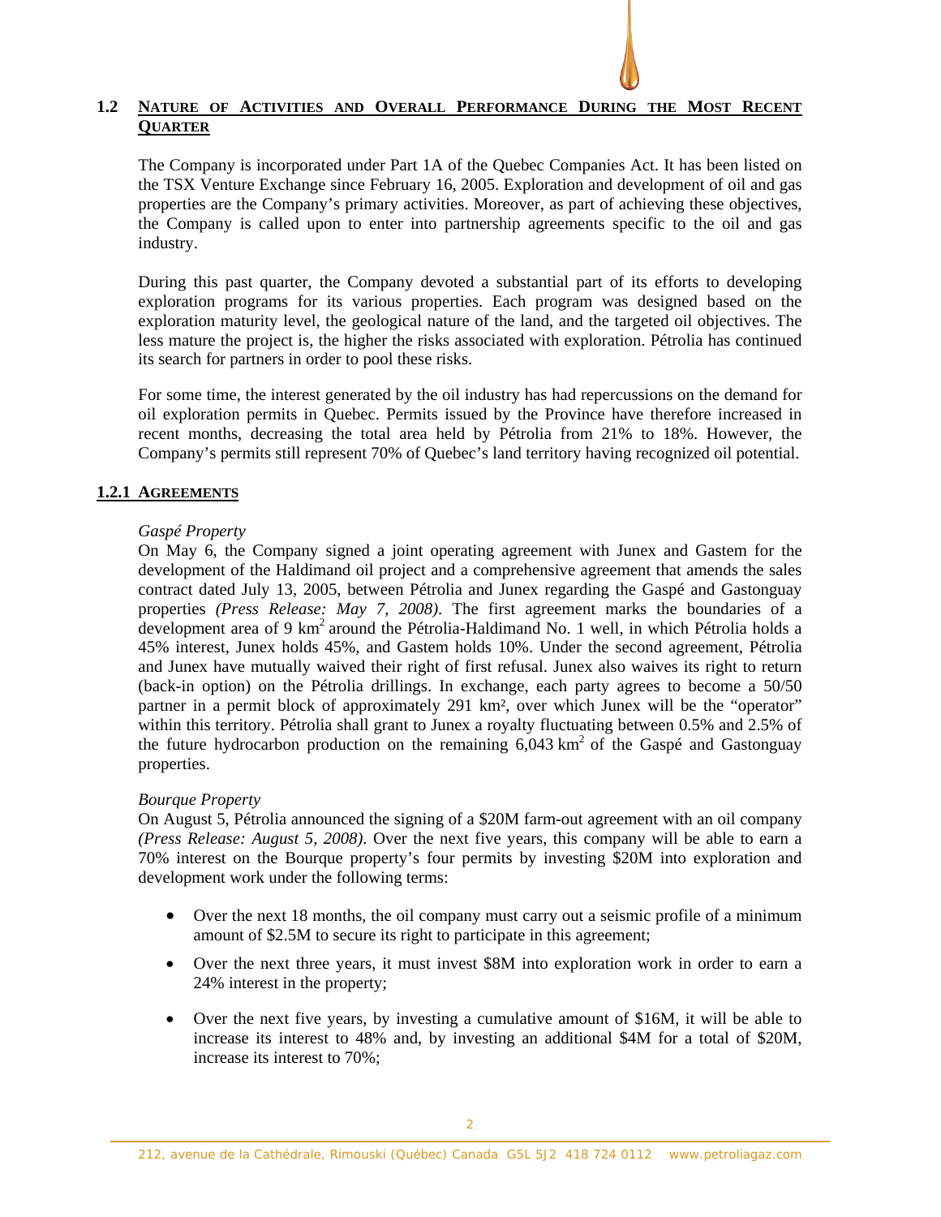## 1.2 NATURE OF ACTIVITIES AND OVERALL PERFORMANCE DURING THE MOST RECENT QUARTER

The Company is incorporated under Part 1A of the Quebec Companies Act. It has been listed on the TSX Venture Exchange since February 16, 2005. Exploration and development of oil and gas properties are the Company's primary activities. Moreover, as part of achieving these objectives, the Company is called upon to enter into partnership agreements specific to the oil and gas industry.

During this past quarter, the Company devoted a substantial part of its efforts to developing exploration programs for its various properties. Each program was designed based on the exploration maturity level, the geological nature of the land, and the targeted oil objectives. The less mature the project is, the higher the risks associated with exploration. Pétrolia has continued its search for partners in order to pool these risks.

For some time, the interest generated by the oil industry has had repercussions on the demand for oil exploration permits in Quebec. Permits issued by the Province have therefore increased in recent months, decreasing the total area held by Pétrolia from 21% to 18%. However, the Company's permits still represent 70% of Quebec's land territory having recognized oil potential.

### 1.2.1 AGREEMENTS

*Gaspé Property*

On May 6, the Company signed a joint operating agreement with Junex and Gastem for the development of the Haldimand oil project and a comprehensive agreement that amends the sales contract dated July 13, 2005, between Pétrolia and Junex regarding the Gaspé and Gastonguay properties *(Press Release: May 7, 2008)*. The first agreement marks the boundaries of a development area of 9 km$^2$ around the Pétrolia-Haldimand No. 1 well, in which Pétrolia holds a 45% interest, Junex holds 45%, and Gastem holds 10%. Under the second agreement, Pétrolia and Junex have mutually waived their right of first refusal. Junex also waives its right to return (back-in option) on the Pétrolia drillings. In exchange, each party agrees to become a 50/50 partner in a permit block of approximately 291 km$^2$, over which Junex will be the "operator" within this territory. Pétrolia shall grant to Junex a royalty fluctuating between 0.5% and 2.5% of the future hydrocarbon production on the remaining 6,043 km$^2$ of the Gaspé and Gastonguay properties.

*Bourque Property*

On August 5, Pétrolia announced the signing of a $20M farm-out agreement with an oil company *(Press Release: August 5, 2008)*. Over the next five years, this company will be able to earn a 70% interest on the Bourque property's four permits by investing $20M into exploration and development work under the following terms:

- Over the next 18 months, the oil company must carry out a seismic profile of a minimum amount of $2.5M to secure its right to participate in this agreement;
- Over the next three years, it must invest $8M into exploration work in order to earn a 24% interest in the property;
- Over the next five years, by investing a cumulative amount of $16M, it will be able to increase its interest to 48% and, by investing an additional $4M for a total of $20M, increase its interest to 70%;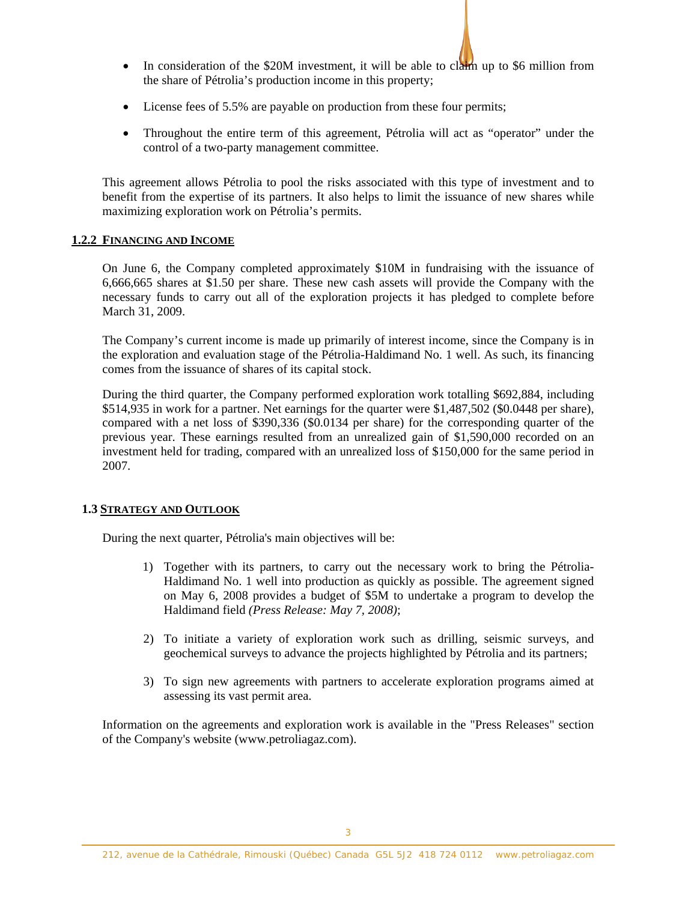- In consideration of the $20M investment, it will be able to claim up to $6 million from the share of Pétrolia's production income in this property;
- License fees of 5.5% are payable on production from these four permits;
- Throughout the entire term of this agreement, Pétrolia will act as "operator" under the control of a two-party management committee.

This agreement allows Pétrolia to pool the risks associated with this type of investment and to benefit from the expertise of its partners. It also helps to limit the issuance of new shares while maximizing exploration work on Pétrolia's permits.

### 1.2.2 Financing and Income

On June 6, the Company completed approximately $10M in fundraising with the issuance of 6,666,665 shares at $1.50 per share. These new cash assets will provide the Company with the necessary funds to carry out all of the exploration projects it has pledged to complete before March 31, 2009.

The Company's current income is made up primarily of interest income, since the Company is in the exploration and evaluation stage of the Pétrolia-Haldimand No. 1 well. As such, its financing comes from the issuance of shares of its capital stock.

During the third quarter, the Company performed exploration work totalling $692,884, including $514,935 in work for a partner. Net earnings for the quarter were $1,487,502 ($0.0448 per share), compared with a net loss of $390,336 ($0.0134 per share) for the corresponding quarter of the previous year. These earnings resulted from an unrealized gain of $1,590,000 recorded on an investment held for trading, compared with an unrealized loss of $150,000 for the same period in 2007.

## 1.3 Strategy and Outlook

During the next quarter, Pétrolia's main objectives will be:

1) Together with its partners, to carry out the necessary work to bring the Pétrolia-Haldimand No. 1 well into production as quickly as possible. The agreement signed on May 6, 2008 provides a budget of $5M to undertake a program to develop the Haldimand field *(Press Release: May 7, 2008)*;

2) To initiate a variety of exploration work such as drilling, seismic surveys, and geochemical surveys to advance the projects highlighted by Pétrolia and its partners;

3) To sign new agreements with partners to accelerate exploration programs aimed at assessing its vast permit area.

Information on the agreements and exploration work is available in the "Press Releases" section of the Company's website (www.petroliagaz.com).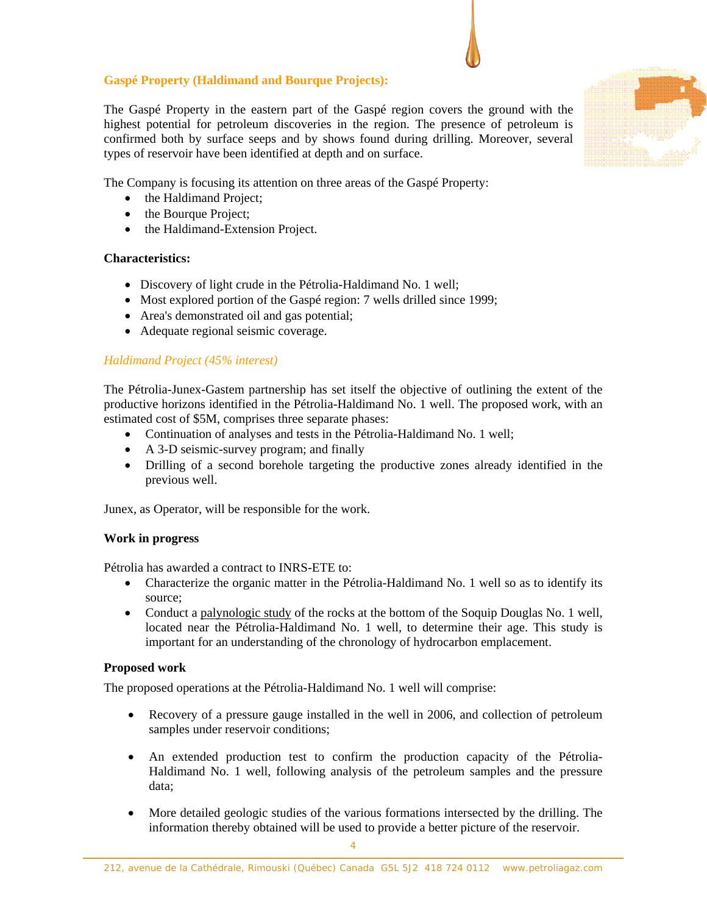## Gaspé Property (Haldimand and Bourque Projects):

The Gaspé Property in the eastern part of the Gaspé region covers the ground with the highest potential for petroleum discoveries in the region. The presence of petroleum is confirmed both by surface seeps and by shows found during drilling. Moreover, several types of reservoir have been identified at depth and on surface.

The Company is focusing its attention on three areas of the Gaspé Property:

- the Haldimand Project;
- the Bourque Project;
- the Haldimand-Extension Project.

**Characteristics:**

- Discovery of light crude in the Pétrolia-Haldimand No. 1 well;
- Most explored portion of the Gaspé region: 7 wells drilled since 1999;
- Area's demonstrated oil and gas potential;
- Adequate regional seismic coverage.

### *Haldimand Project (45% interest)*

The Pétrolia-Junex-Gastem partnership has set itself the objective of outlining the extent of the productive horizons identified in the Pétrolia-Haldimand No. 1 well. The proposed work, with an estimated cost of $5M, comprises three separate phases:

- Continuation of analyses and tests in the Pétrolia-Haldimand No. 1 well;
- A 3-D seismic-survey program; and finally
- Drilling of a second borehole targeting the productive zones already identified in the previous well.

Junex, as Operator, will be responsible for the work.

**Work in progress**

Pétrolia has awarded a contract to INRS-ETE to:

- Characterize the organic matter in the Pétrolia-Haldimand No. 1 well so as to identify its source;
- Conduct a palynologic study of the rocks at the bottom of the Soquip Douglas No. 1 well, located near the Pétrolia-Haldimand No. 1 well, to determine their age. This study is important for an understanding of the chronology of hydrocarbon emplacement.

**Proposed work**

The proposed operations at the Pétrolia-Haldimand No. 1 well will comprise:

- Recovery of a pressure gauge installed in the well in 2006, and collection of petroleum samples under reservoir conditions;
- An extended production test to confirm the production capacity of the Pétrolia-Haldimand No. 1 well, following analysis of the petroleum samples and the pressure data;
- More detailed geologic studies of the various formations intersected by the drilling. The information thereby obtained will be used to provide a better picture of the reservoir.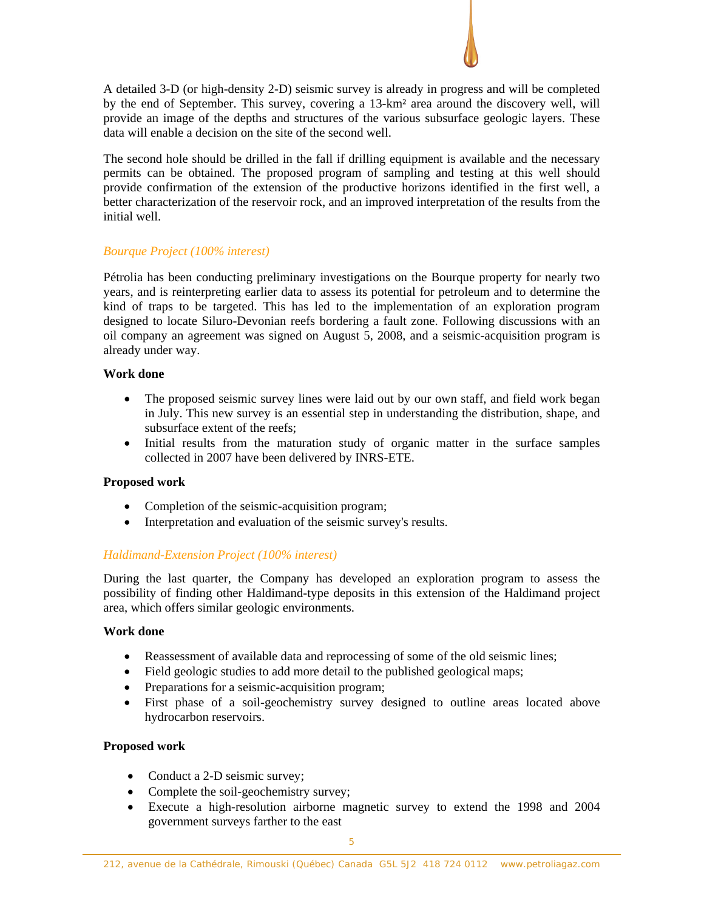A detailed 3-D (or high-density 2-D) seismic survey is already in progress and will be completed by the end of September. This survey, covering a 13-km² area around the discovery well, will provide an image of the depths and structures of the various subsurface geologic layers. These data will enable a decision on the site of the second well.

The second hole should be drilled in the fall if drilling equipment is available and the necessary permits can be obtained. The proposed program of sampling and testing at this well should provide confirmation of the extension of the productive horizons identified in the first well, a better characterization of the reservoir rock, and an improved interpretation of the results from the initial well.

*Bourque Project (100% interest)*

Pétrolia has been conducting preliminary investigations on the Bourque property for nearly two years, and is reinterpreting earlier data to assess its potential for petroleum and to determine the kind of traps to be targeted. This has led to the implementation of an exploration program designed to locate Siluro-Devonian reefs bordering a fault zone. Following discussions with an oil company an agreement was signed on August 5, 2008, and a seismic-acquisition program is already under way.

**Work done**

- The proposed seismic survey lines were laid out by our own staff, and field work began in July. This new survey is an essential step in understanding the distribution, shape, and subsurface extent of the reefs;
- Initial results from the maturation study of organic matter in the surface samples collected in 2007 have been delivered by INRS-ETE.

**Proposed work**

- Completion of the seismic-acquisition program;
- Interpretation and evaluation of the seismic survey's results.

*Haldimand-Extension Project (100% interest)*

During the last quarter, the Company has developed an exploration program to assess the possibility of finding other Haldimand-type deposits in this extension of the Haldimand project area, which offers similar geologic environments.

**Work done**

- Reassessment of available data and reprocessing of some of the old seismic lines;
- Field geologic studies to add more detail to the published geological maps;
- Preparations for a seismic-acquisition program;
- First phase of a soil-geochemistry survey designed to outline areas located above hydrocarbon reservoirs.

**Proposed work**

- Conduct a 2-D seismic survey;
- Complete the soil-geochemistry survey;
- Execute a high-resolution airborne magnetic survey to extend the 1998 and 2004 government surveys farther to the east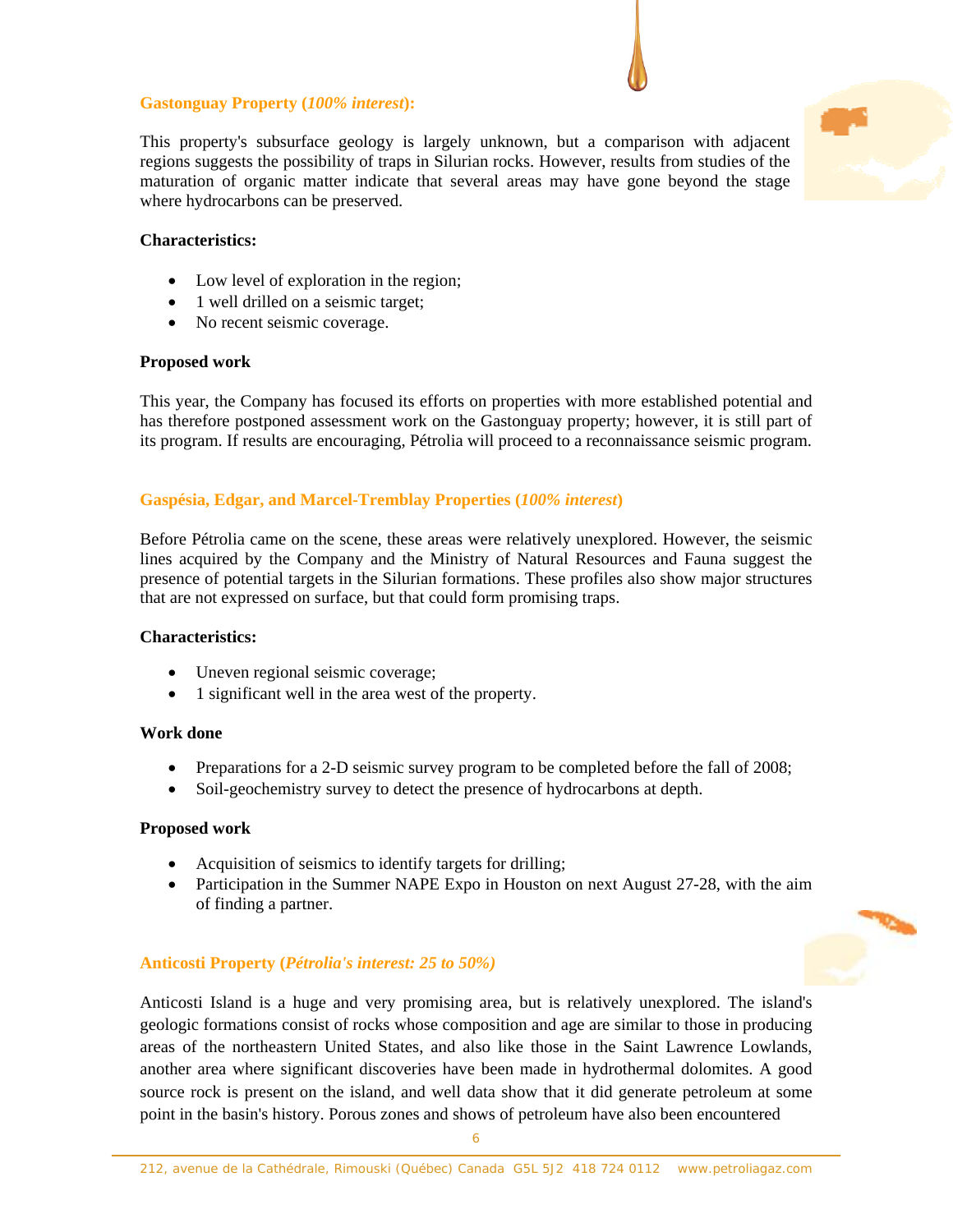### **Gastonguay Property (*100% interest*):**

This property's subsurface geology is largely unknown, but a comparison with adjacent regions suggests the possibility of traps in Silurian rocks. However, results from studies of the maturation of organic matter indicate that several areas may have gone beyond the stage where hydrocarbons can be preserved.

**Characteristics:**

- Low level of exploration in the region;
- 1 well drilled on a seismic target;
- No recent seismic coverage.

**Proposed work**

This year, the Company has focused its efforts on properties with more established potential and has therefore postponed assessment work on the Gastonguay property; however, it is still part of its program. If results are encouraging, Pétrolia will proceed to a reconnaissance seismic program.

### **Gaspésia, Edgar, and Marcel-Tremblay Properties (*100% interest*)**

Before Pétrolia came on the scene, these areas were relatively unexplored. However, the seismic lines acquired by the Company and the Ministry of Natural Resources and Fauna suggest the presence of potential targets in the Silurian formations. These profiles also show major structures that are not expressed on surface, but that could form promising traps.

**Characteristics:**

- Uneven regional seismic coverage;
- 1 significant well in the area west of the property.

**Work done**

- Preparations for a 2-D seismic survey program to be completed before the fall of 2008;
- Soil-geochemistry survey to detect the presence of hydrocarbons at depth.

**Proposed work**

- Acquisition of seismics to identify targets for drilling;
- Participation in the Summer NAPE Expo in Houston on next August 27-28, with the aim of finding a partner.

### **Anticosti Property (*Pétrolia's interest: 25 to 50%)***

Anticosti Island is a huge and very promising area, but is relatively unexplored. The island's geologic formations consist of rocks whose composition and age are similar to those in producing areas of the northeastern United States, and also like those in the Saint Lawrence Lowlands, another area where significant discoveries have been made in hydrothermal dolomites. A good source rock is present on the island, and well data show that it did generate petroleum at some point in the basin's history. Porous zones and shows of petroleum have also been encountered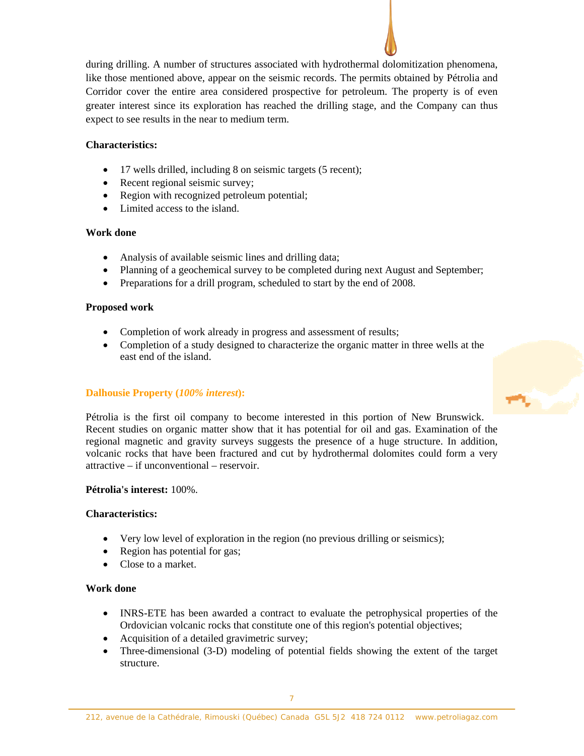during drilling. A number of structures associated with hydrothermal dolomitization phenomena, like those mentioned above, appear on the seismic records. The permits obtained by Pétrolia and Corridor cover the entire area considered prospective for petroleum. The property is of even greater interest since its exploration has reached the drilling stage, and the Company can thus expect to see results in the near to medium term.

**Characteristics:**

- 17 wells drilled, including 8 on seismic targets (5 recent);
- Recent regional seismic survey;
- Region with recognized petroleum potential;
- Limited access to the island.

**Work done**

- Analysis of available seismic lines and drilling data;
- Planning of a geochemical survey to be completed during next August and September;
- Preparations for a drill program, scheduled to start by the end of 2008.

**Proposed work**

- Completion of work already in progress and assessment of results;
- Completion of a study designed to characterize the organic matter in three wells at the east end of the island.

### Dalhousie Property (*100% interest*):

Pétrolia is the first oil company to become interested in this portion of New Brunswick. Recent studies on organic matter show that it has potential for oil and gas. Examination of the regional magnetic and gravity surveys suggests the presence of a huge structure. In addition, volcanic rocks that have been fractured and cut by hydrothermal dolomites could form a very attractive – if unconventional – reservoir.

**Pétrolia's interest:** 100%.

**Characteristics:**

- Very low level of exploration in the region (no previous drilling or seismics);
- Region has potential for gas;
- Close to a market.

**Work done**

- INRS-ETE has been awarded a contract to evaluate the petrophysical properties of the Ordovician volcanic rocks that constitute one of this region's potential objectives;
- Acquisition of a detailed gravimetric survey;
- Three-dimensional (3-D) modeling of potential fields showing the extent of the target structure.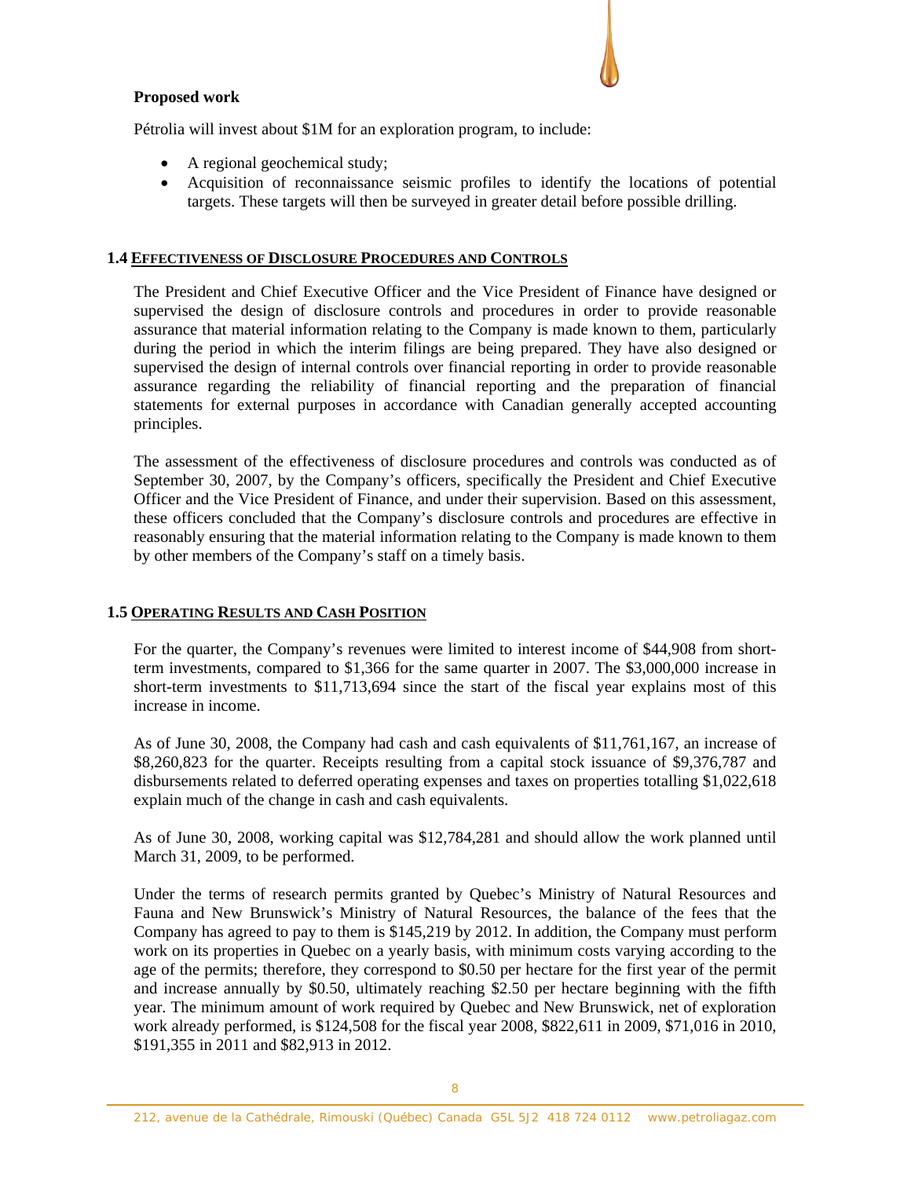**Proposed work**

Pétrolia will invest about $1M for an exploration program, to include:

- A regional geochemical study;
- Acquisition of reconnaissance seismic profiles to identify the locations of potential targets. These targets will then be surveyed in greater detail before possible drilling.

## 1.4 Effectiveness of Disclosure Procedures and Controls

The President and Chief Executive Officer and the Vice President of Finance have designed or supervised the design of disclosure controls and procedures in order to provide reasonable assurance that material information relating to the Company is made known to them, particularly during the period in which the interim filings are being prepared. They have also designed or supervised the design of internal controls over financial reporting in order to provide reasonable assurance regarding the reliability of financial reporting and the preparation of financial statements for external purposes in accordance with Canadian generally accepted accounting principles.

The assessment of the effectiveness of disclosure procedures and controls was conducted as of September 30, 2007, by the Company's officers, specifically the President and Chief Executive Officer and the Vice President of Finance, and under their supervision. Based on this assessment, these officers concluded that the Company's disclosure controls and procedures are effective in reasonably ensuring that the material information relating to the Company is made known to them by other members of the Company's staff on a timely basis.

## 1.5 Operating Results and Cash Position

For the quarter, the Company's revenues were limited to interest income of $44,908 from short-term investments, compared to $1,366 for the same quarter in 2007. The $3,000,000 increase in short-term investments to $11,713,694 since the start of the fiscal year explains most of this increase in income.

As of June 30, 2008, the Company had cash and cash equivalents of $11,761,167, an increase of $8,260,823 for the quarter. Receipts resulting from a capital stock issuance of $9,376,787 and disbursements related to deferred operating expenses and taxes on properties totalling $1,022,618 explain much of the change in cash and cash equivalents.

As of June 30, 2008, working capital was $12,784,281 and should allow the work planned until March 31, 2009, to be performed.

Under the terms of research permits granted by Quebec's Ministry of Natural Resources and Fauna and New Brunswick's Ministry of Natural Resources, the balance of the fees that the Company has agreed to pay to them is $145,219 by 2012. In addition, the Company must perform work on its properties in Quebec on a yearly basis, with minimum costs varying according to the age of the permits; therefore, they correspond to $0.50 per hectare for the first year of the permit and increase annually by $0.50, ultimately reaching $2.50 per hectare beginning with the fifth year. The minimum amount of work required by Quebec and New Brunswick, net of exploration work already performed, is $124,508 for the fiscal year 2008, $822,611 in 2009, $71,016 in 2010, $191,355 in 2011 and $82,913 in 2012.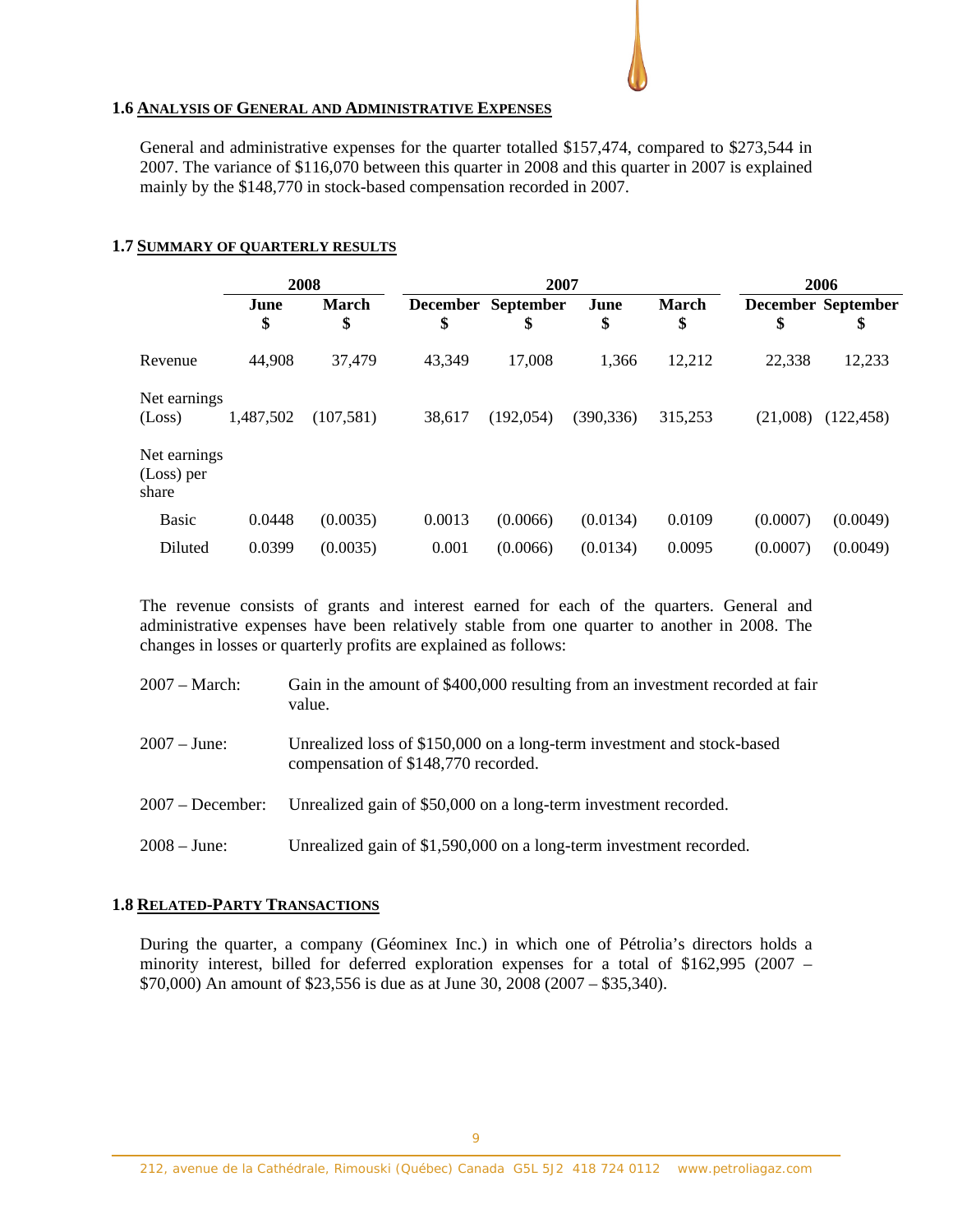### 1.6 ANALYSIS OF GENERAL AND ADMINISTRATIVE EXPENSES

General and administrative expenses for the quarter totalled $157,474, compared to $273,544 in 2007. The variance of $116,070 between this quarter in 2008 and this quarter in 2007 is explained mainly by the $148,770 in stock-based compensation recorded in 2007.

### 1.7 SUMMARY OF QUARTERLY RESULTS

| | 2008 | | 2007 | | | | 2006 | |
|---|---|---|---|---|---|---|---|---|
| | June<br>$ | March<br>$ | December<br>$ | September<br>$ | June<br>$ | March<br>$ | December<br>$ | September<br>$ |
| Revenue | 44,908 | 37,479 | 43,349 | 17,008 | 1,366 | 12,212 | 22,338 | 12,233 |
| Net earnings (Loss) | 1,487,502 | (107,581) | 38,617 | (192,054) | (390,336) | 315,253 | (21,008) | (122,458) |
| Net earnings (Loss) per share | | | | | | | | |
| Basic | 0.0448 | (0.0035) | 0.0013 | (0.0066) | (0.0134) | 0.0109 | (0.0007) | (0.0049) |
| Diluted | 0.0399 | (0.0035) | 0.001 | (0.0066) | (0.0134) | 0.0095 | (0.0007) | (0.0049) |

The revenue consists of grants and interest earned for each of the quarters. General and administrative expenses have been relatively stable from one quarter to another in 2008. The changes in losses or quarterly profits are explained as follows:

2007 – March: Gain in the amount of $400,000 resulting from an investment recorded at fair value.

2007 – June: Unrealized loss of $150,000 on a long-term investment and stock-based compensation of $148,770 recorded.

2007 – December: Unrealized gain of $50,000 on a long-term investment recorded.

2008 – June: Unrealized gain of $1,590,000 on a long-term investment recorded.

### 1.8 RELATED-PARTY TRANSACTIONS

During the quarter, a company (Géominex Inc.) in which one of Pétrolia's directors holds a minority interest, billed for deferred exploration expenses for a total of $162,995 (2007 – $70,000) An amount of $23,556 is due as at June 30, 2008 (2007 – $35,340).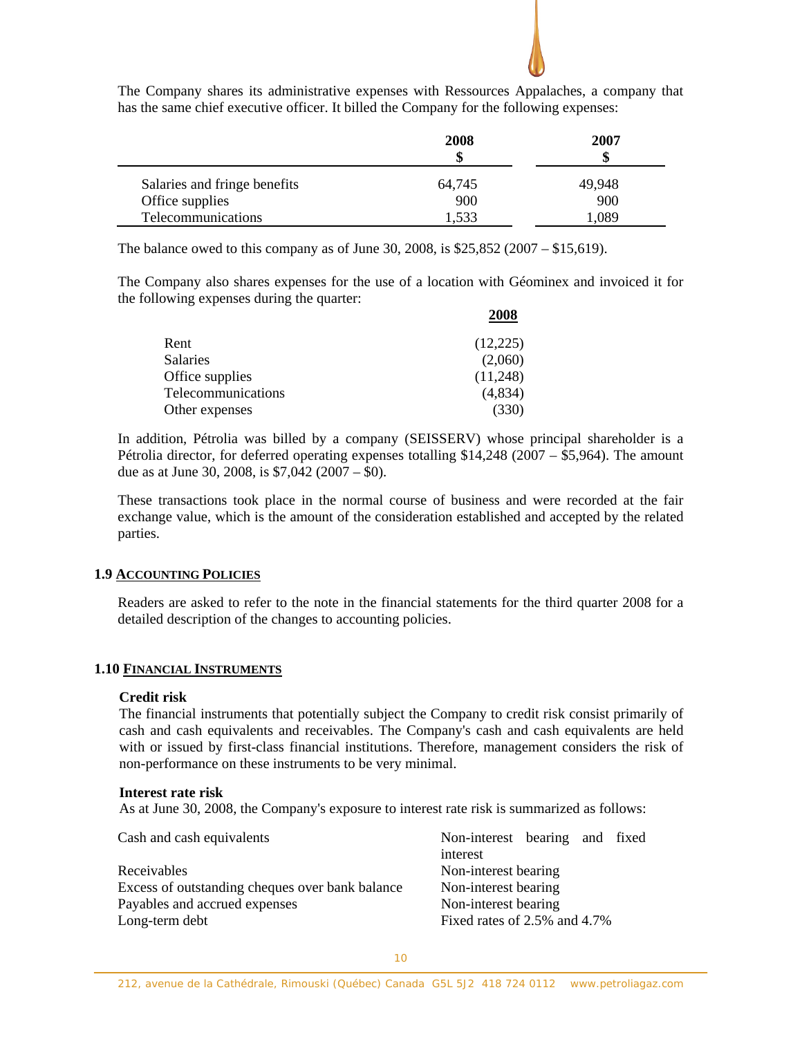The Company shares its administrative expenses with Ressources Appalaches, a company that has the same chief executive officer. It billed the Company for the following expenses:

| | 2008<br>$ | 2007<br>$ |
|---|---|---|
| Salaries and fringe benefits | 64,745 | 49,948 |
| Office supplies | 900 | 900 |
| Telecommunications | 1,533 | 1,089 |

The balance owed to this company as of June 30, 2008, is $25,852 (2007 – $15,619).

The Company also shares expenses for the use of a location with Géominex and invoiced it for the following expenses during the quarter:

| | 2008 |
|---|---|
| Rent | (12,225) |
| Salaries | (2,060) |
| Office supplies | (11,248) |
| Telecommunications | (4,834) |
| Other expenses | (330) |

In addition, Pétrolia was billed by a company (SEISSERV) whose principal shareholder is a Pétrolia director, for deferred operating expenses totalling $14,248 (2007 – $5,964). The amount due as at June 30, 2008, is $7,042 (2007 – $0).

These transactions took place in the normal course of business and were recorded at the fair exchange value, which is the amount of the consideration established and accepted by the related parties.

## 1.9 ACCOUNTING POLICIES

Readers are asked to refer to the note in the financial statements for the third quarter 2008 for a detailed description of the changes to accounting policies.

## 1.10 FINANCIAL INSTRUMENTS

**Credit risk**

The financial instruments that potentially subject the Company to credit risk consist primarily of cash and cash equivalents and receivables. The Company's cash and cash equivalents are held with or issued by first-class financial institutions. Therefore, management considers the risk of non-performance on these instruments to be very minimal.

**Interest rate risk**

As at June 30, 2008, the Company's exposure to interest rate risk is summarized as follows:

| | |
|---|---|
| Cash and cash equivalents | Non-interest bearing and fixed interest |
| Receivables | Non-interest bearing |
| Excess of outstanding cheques over bank balance | Non-interest bearing |
| Payables and accrued expenses | Non-interest bearing |
| Long-term debt | Fixed rates of 2.5% and 4.7% |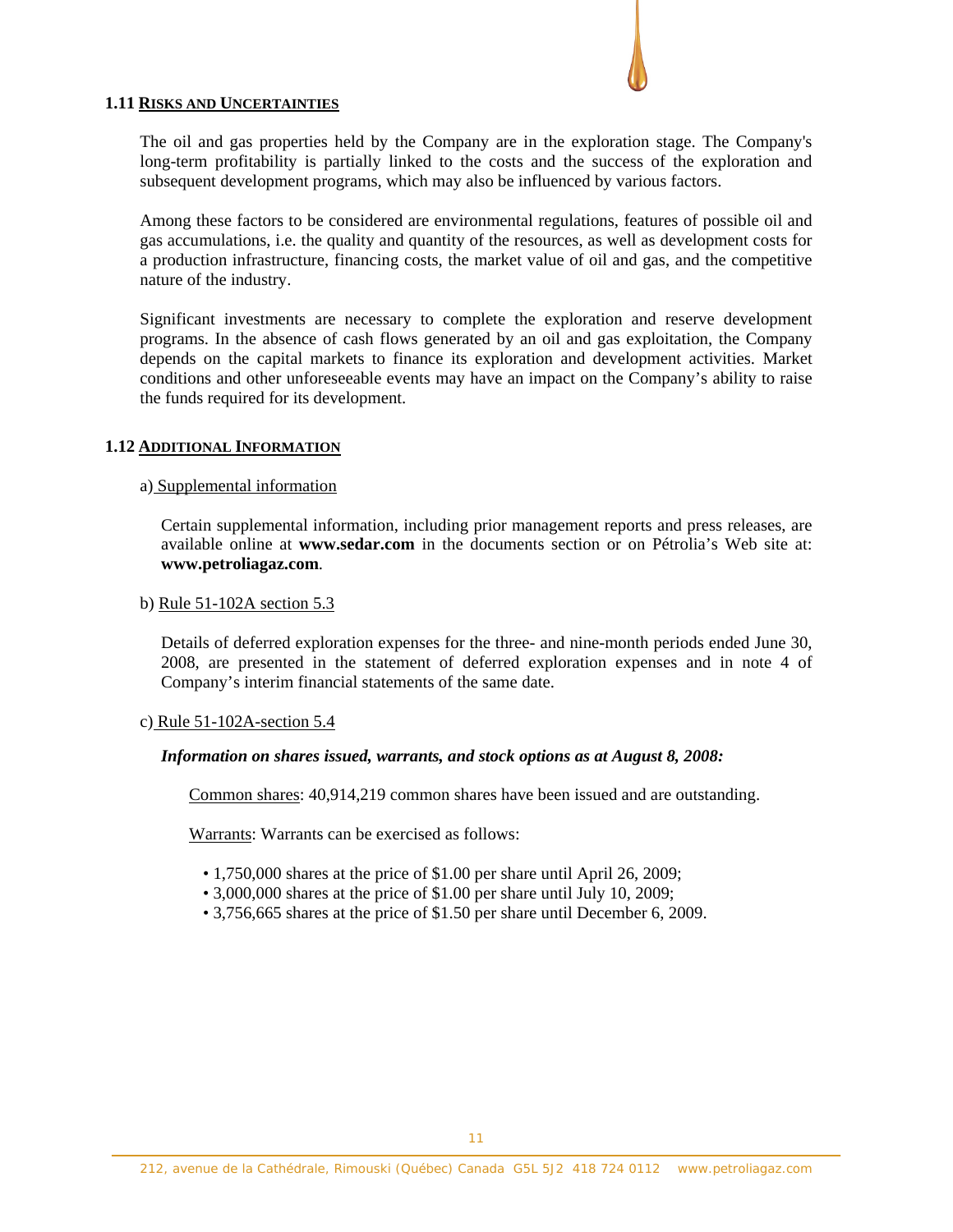## 1.11 RISKS AND UNCERTAINTIES

The oil and gas properties held by the Company are in the exploration stage. The Company's long-term profitability is partially linked to the costs and the success of the exploration and subsequent development programs, which may also be influenced by various factors.

Among these factors to be considered are environmental regulations, features of possible oil and gas accumulations, i.e. the quality and quantity of the resources, as well as development costs for a production infrastructure, financing costs, the market value of oil and gas, and the competitive nature of the industry.

Significant investments are necessary to complete the exploration and reserve development programs. In the absence of cash flows generated by an oil and gas exploitation, the Company depends on the capital markets to finance its exploration and development activities. Market conditions and other unforeseeable events may have an impact on the Company's ability to raise the funds required for its development.

## 1.12 ADDITIONAL INFORMATION

a) Supplemental information

Certain supplemental information, including prior management reports and press releases, are available online at **www.sedar.com** in the documents section or on Pétrolia's Web site at: **www.petroliagaz.com**.

b) Rule 51-102A section 5.3

Details of deferred exploration expenses for the three- and nine-month periods ended June 30, 2008, are presented in the statement of deferred exploration expenses and in note 4 of Company's interim financial statements of the same date.

c) Rule 51-102A-section 5.4

***Information on shares issued, warrants, and stock options as at August 8, 2008:***

Common shares: 40,914,219 common shares have been issued and are outstanding.

Warrants: Warrants can be exercised as follows:

- 1,750,000 shares at the price of $1.00 per share until April 26, 2009;
- 3,000,000 shares at the price of $1.00 per share until July 10, 2009;
- 3,756,665 shares at the price of $1.50 per share until December 6, 2009.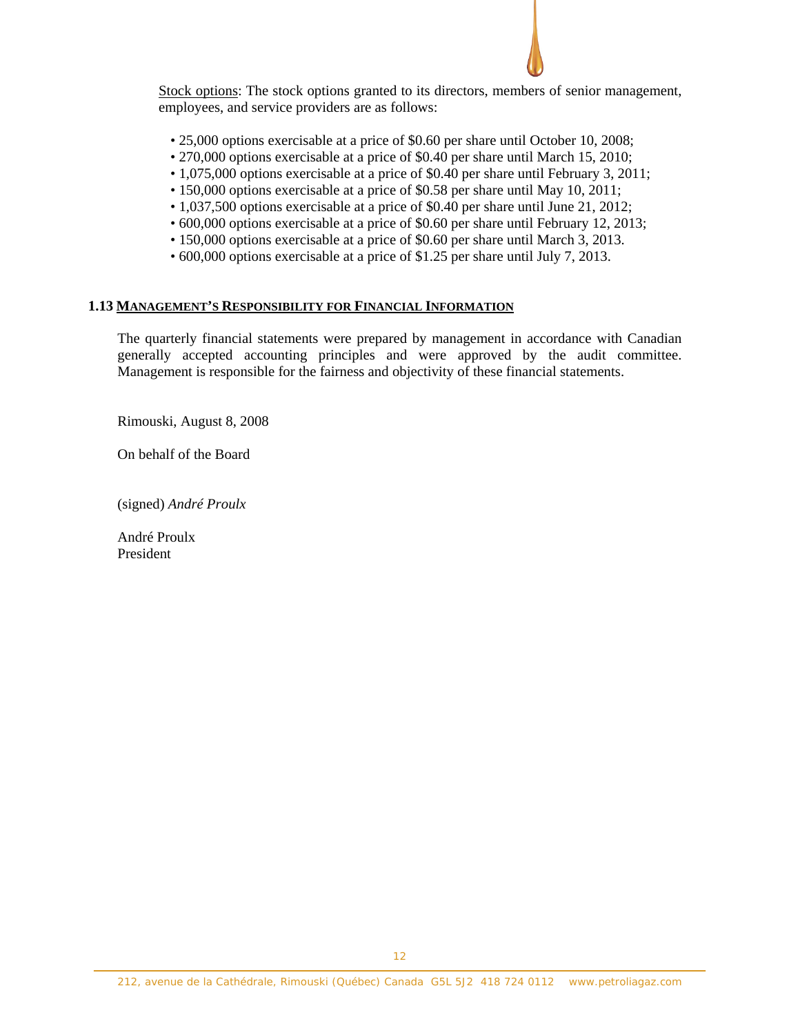Stock options: The stock options granted to its directors, members of senior management, employees, and service providers are as follows:

- 25,000 options exercisable at a price of $0.60 per share until October 10, 2008;
- 270,000 options exercisable at a price of $0.40 per share until March 15, 2010;
- 1,075,000 options exercisable at a price of $0.40 per share until February 3, 2011;
- 150,000 options exercisable at a price of $0.58 per share until May 10, 2011;
- 1,037,500 options exercisable at a price of $0.40 per share until June 21, 2012;
- 600,000 options exercisable at a price of $0.60 per share until February 12, 2013;
- 150,000 options exercisable at a price of $0.60 per share until March 3, 2013.
- 600,000 options exercisable at a price of $1.25 per share until July 7, 2013.

## 1.13 MANAGEMENT'S RESPONSIBILITY FOR FINANCIAL INFORMATION

The quarterly financial statements were prepared by management in accordance with Canadian generally accepted accounting principles and were approved by the audit committee. Management is responsible for the fairness and objectivity of these financial statements.

Rimouski, August 8, 2008

On behalf of the Board

(signed) *André Proulx*

André Proulx
President